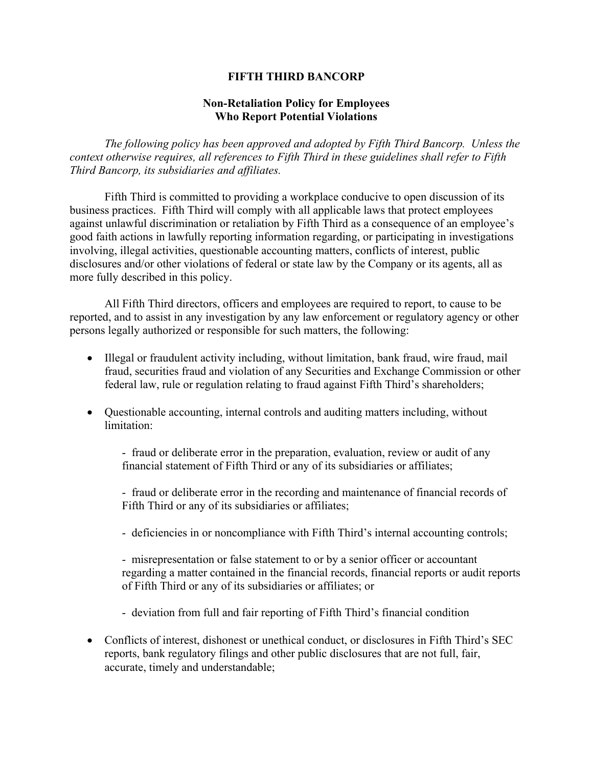# FIFTH THIRD BANCORP

## Non-Retaliation Policy for Employees Who Report Potential Violations

*The following policy has been approved and adopted by Fifth Third Bancorp. Unless the context otherwise requires, all references to Fifth Third in these guidelines shall refer to Fifth Third Bancorp, its subsidiaries and affiliates.*

Fifth Third is committed to providing a workplace conducive to open discussion of its business practices. Fifth Third will comply with all applicable laws that protect employees against unlawful discrimination or retaliation by Fifth Third as a consequence of an employee's good faith actions in lawfully reporting information regarding, or participating in investigations involving, illegal activities, questionable accounting matters, conflicts of interest, public disclosures and/or other violations of federal or state law by the Company or its agents, all as more fully described in this policy.

All Fifth Third directors, officers and employees are required to report, to cause to be reported, and to assist in any investigation by any law enforcement or regulatory agency or other persons legally authorized or responsible for such matters, the following:

- Illegal or fraudulent activity including, without limitation, bank fraud, wire fraud, mail fraud, securities fraud and violation of any Securities and Exchange Commission or other federal law, rule or regulation relating to fraud against Fifth Third's shareholders;

- Questionable accounting, internal controls and auditing matters including, without limitation:

  - fraud or deliberate error in the preparation, evaluation, review or audit of any financial statement of Fifth Third or any of its subsidiaries or affiliates;

  - fraud or deliberate error in the recording and maintenance of financial records of Fifth Third or any of its subsidiaries or affiliates;

  - deficiencies in or noncompliance with Fifth Third's internal accounting controls;

  - misrepresentation or false statement to or by a senior officer or accountant regarding a matter contained in the financial records, financial reports or audit reports of Fifth Third or any of its subsidiaries or affiliates; or

  - deviation from full and fair reporting of Fifth Third's financial condition

- Conflicts of interest, dishonest or unethical conduct, or disclosures in Fifth Third's SEC reports, bank regulatory filings and other public disclosures that are not full, fair, accurate, timely and understandable;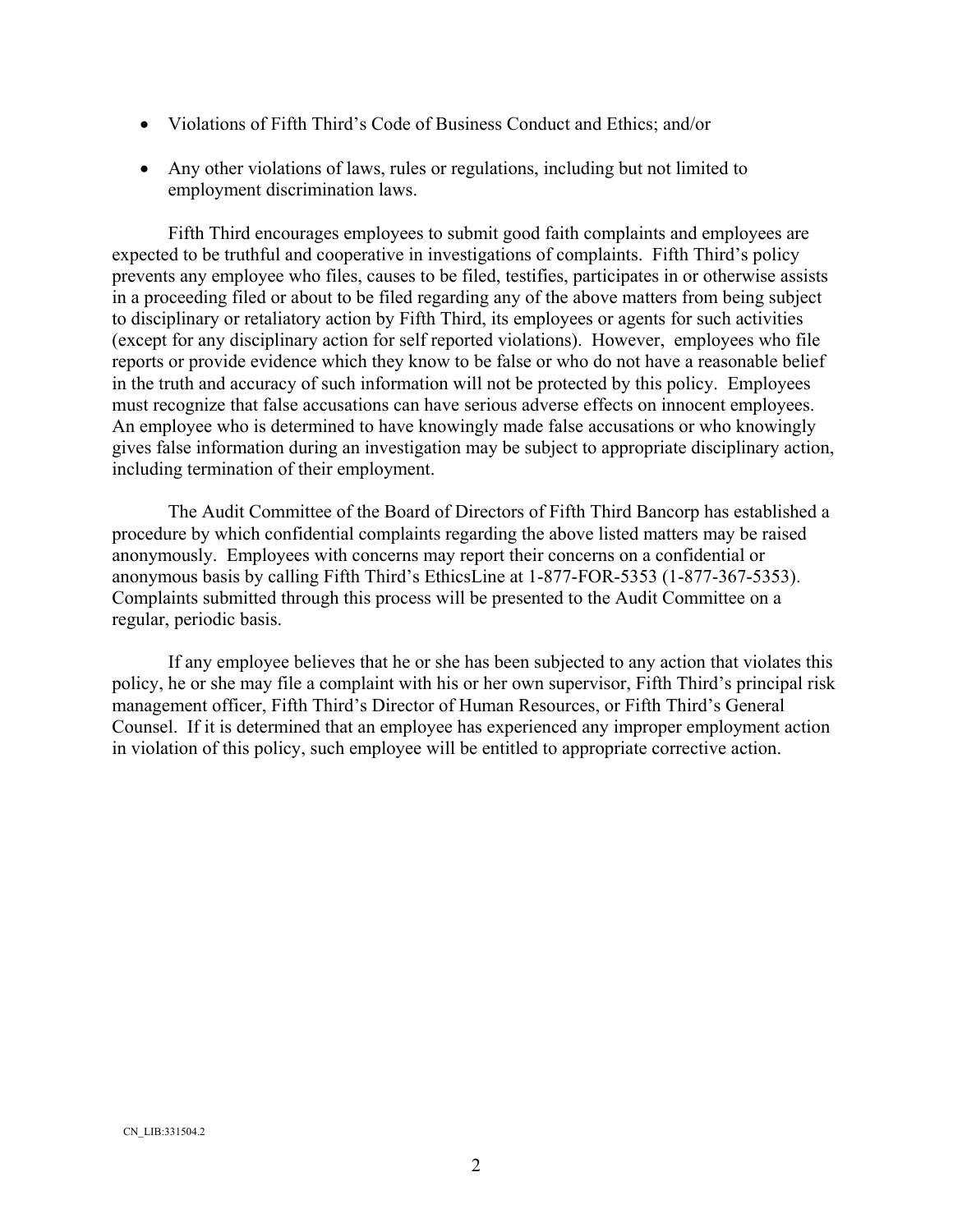- Violations of Fifth Third's Code of Business Conduct and Ethics; and/or
- Any other violations of laws, rules or regulations, including but not limited to employment discrimination laws.

Fifth Third encourages employees to submit good faith complaints and employees are expected to be truthful and cooperative in investigations of complaints. Fifth Third's policy prevents any employee who files, causes to be filed, testifies, participates in or otherwise assists in a proceeding filed or about to be filed regarding any of the above matters from being subject to disciplinary or retaliatory action by Fifth Third, its employees or agents for such activities (except for any disciplinary action for self reported violations). However, employees who file reports or provide evidence which they know to be false or who do not have a reasonable belief in the truth and accuracy of such information will not be protected by this policy. Employees must recognize that false accusations can have serious adverse effects on innocent employees. An employee who is determined to have knowingly made false accusations or who knowingly gives false information during an investigation may be subject to appropriate disciplinary action, including termination of their employment.

The Audit Committee of the Board of Directors of Fifth Third Bancorp has established a procedure by which confidential complaints regarding the above listed matters may be raised anonymously. Employees with concerns may report their concerns on a confidential or anonymous basis by calling Fifth Third's EthicsLine at 1-877-FOR-5353 (1-877-367-5353). Complaints submitted through this process will be presented to the Audit Committee on a regular, periodic basis.

If any employee believes that he or she has been subjected to any action that violates this policy, he or she may file a complaint with his or her own supervisor, Fifth Third's principal risk management officer, Fifth Third's Director of Human Resources, or Fifth Third's General Counsel. If it is determined that an employee has experienced any improper employment action in violation of this policy, such employee will be entitled to appropriate corrective action.

CN_LIB:331504.2